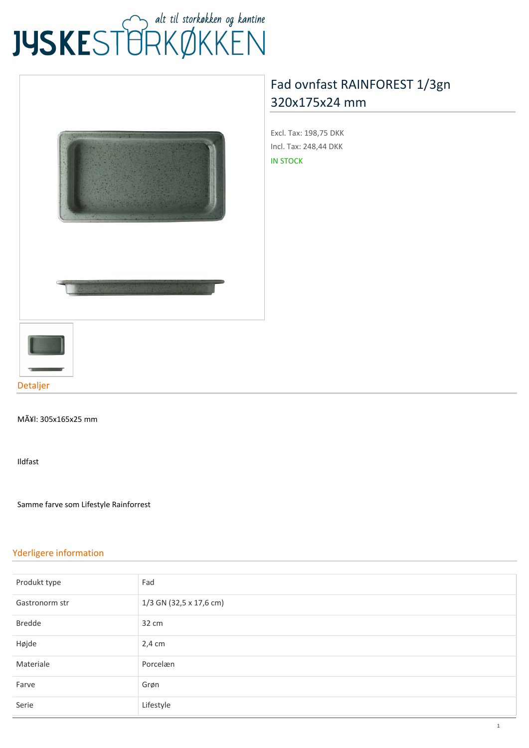# Fad ovnfast RAINFOREST 1/3gn 320x175x24 mm

Excl. Tax: 198,75 DKK

Incl. Tax: 248,44 DKK

IN STOCK

## Detaljer

MÃ¥l: 305x165x25 mm

Ildfast

Samme farve som Lifestyle Rainforrest

## Yderligere information

| | |
|---|---|
| Produkt type | Fad |
| Gastronorm str | 1/3 GN (32,5 x 17,6 cm) |
| Bredde | 32 cm |
| Højde | 2,4 cm |
| Materiale | Porcelæn |
| Farve | Grøn |
| Serie | Lifestyle |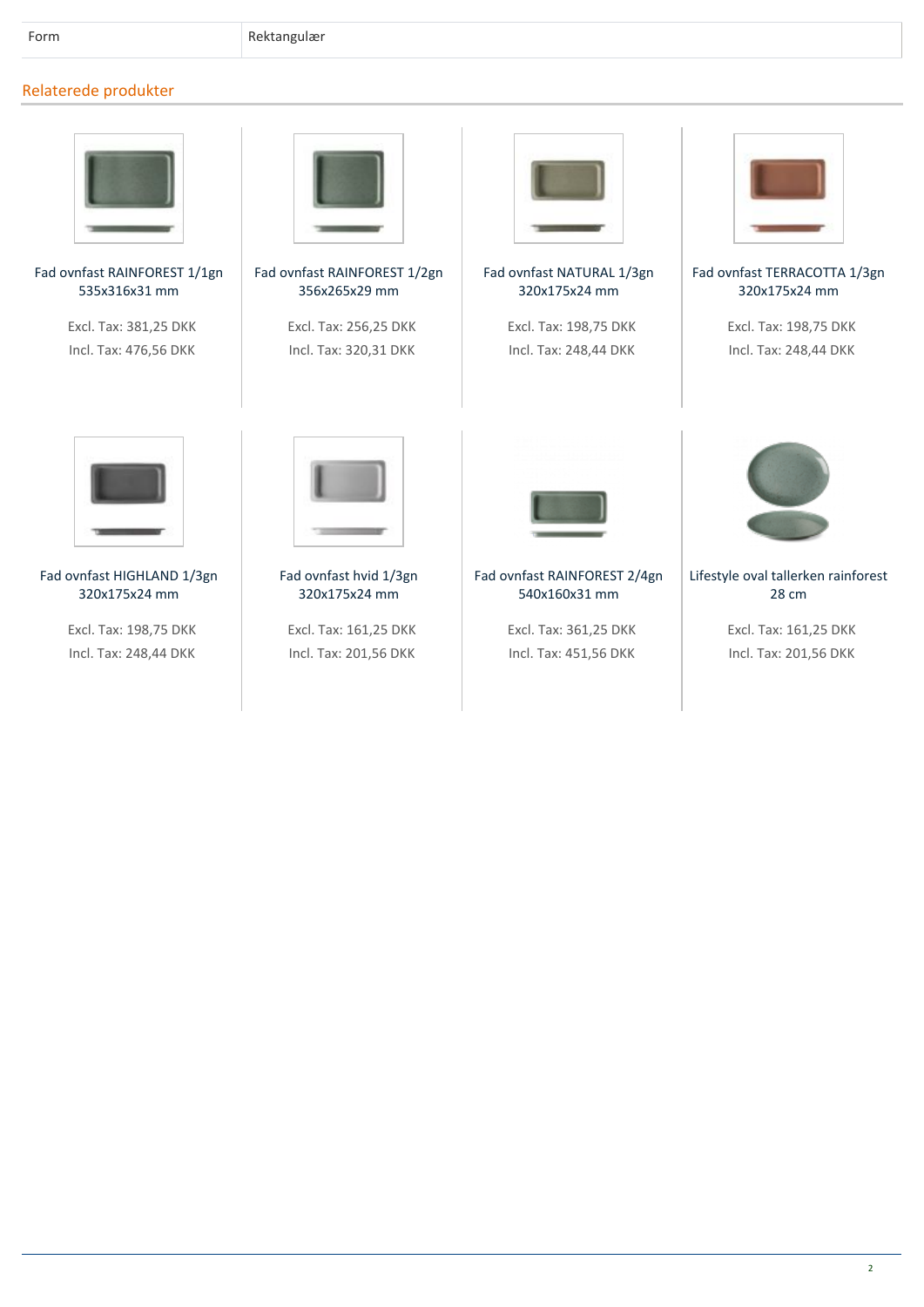| Form | Rektangulær |
| --- | --- |

## Relaterede produkter

Fad ovnfast RAINFOREST 1/1gn 535x316x31 mm

Excl. Tax: 381,25 DKK
Incl. Tax: 476,56 DKK

Fad ovnfast RAINFOREST 1/2gn 356x265x29 mm

Excl. Tax: 256,25 DKK
Incl. Tax: 320,31 DKK

Fad ovnfast NATURAL 1/3gn 320x175x24 mm

Excl. Tax: 198,75 DKK
Incl. Tax: 248,44 DKK

Fad ovnfast TERRACOTTA 1/3gn 320x175x24 mm

Excl. Tax: 198,75 DKK
Incl. Tax: 248,44 DKK

Fad ovnfast HIGHLAND 1/3gn 320x175x24 mm

Excl. Tax: 198,75 DKK
Incl. Tax: 248,44 DKK

Fad ovnfast hvid 1/3gn 320x175x24 mm

Excl. Tax: 161,25 DKK
Incl. Tax: 201,56 DKK

Fad ovnfast RAINFOREST 2/4gn 540x160x31 mm

Excl. Tax: 361,25 DKK
Incl. Tax: 451,56 DKK

Lifestyle oval tallerken rainforest 28 cm

Excl. Tax: 161,25 DKK
Incl. Tax: 201,56 DKK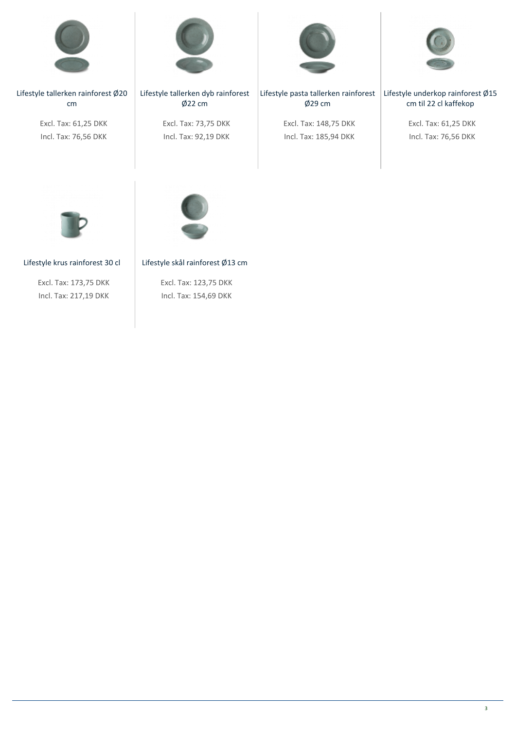Lifestyle tallerken rainforest Ø20 cm

Excl. Tax: 61,25 DKK
Incl. Tax: 76,56 DKK

Lifestyle tallerken dyb rainforest Ø22 cm

Excl. Tax: 73,75 DKK
Incl. Tax: 92,19 DKK

Lifestyle pasta tallerken rainforest Ø29 cm

Excl. Tax: 148,75 DKK
Incl. Tax: 185,94 DKK

Lifestyle underkop rainforest Ø15 cm til 22 cl kaffekop

Excl. Tax: 61,25 DKK
Incl. Tax: 76,56 DKK

Lifestyle krus rainforest 30 cl

Excl. Tax: 173,75 DKK
Incl. Tax: 217,19 DKK

Lifestyle skål rainforest Ø13 cm

Excl. Tax: 123,75 DKK
Incl. Tax: 154,69 DKK